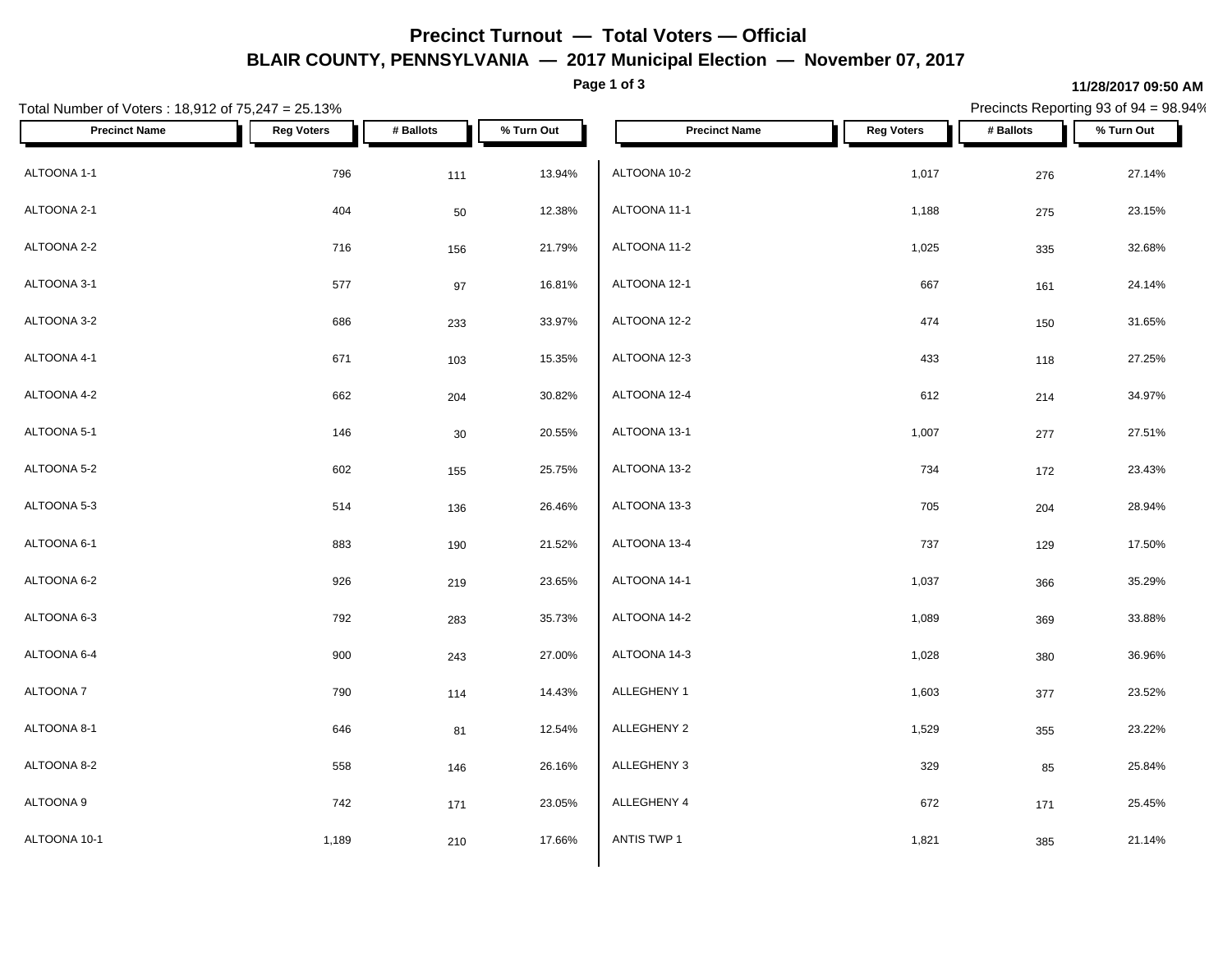# Precinct Turnout — Total Voters — Official

## BLAIR COUNTY, PENNSYLVANIA — 2017 Municipal Election — November 07, 2017

11/28/2017 09:50 AM

Total Number of Voters : 18,912 of 75,247 = 25.13%

Precincts Reporting 93 of 94 = 98.94%

| Precinct Name | Reg Voters | # Ballots | % Turn Out |
|---|---|---|---|
| ALTOONA 1-1 | 796 | 111 | 13.94% |
| ALTOONA 2-1 | 404 | 50 | 12.38% |
| ALTOONA 2-2 | 716 | 156 | 21.79% |
| ALTOONA 3-1 | 577 | 97 | 16.81% |
| ALTOONA 3-2 | 686 | 233 | 33.97% |
| ALTOONA 4-1 | 671 | 103 | 15.35% |
| ALTOONA 4-2 | 662 | 204 | 30.82% |
| ALTOONA 5-1 | 146 | 30 | 20.55% |
| ALTOONA 5-2 | 602 | 155 | 25.75% |
| ALTOONA 5-3 | 514 | 136 | 26.46% |
| ALTOONA 6-1 | 883 | 190 | 21.52% |
| ALTOONA 6-2 | 926 | 219 | 23.65% |
| ALTOONA 6-3 | 792 | 283 | 35.73% |
| ALTOONA 6-4 | 900 | 243 | 27.00% |
| ALTOONA 7 | 790 | 114 | 14.43% |
| ALTOONA 8-1 | 646 | 81 | 12.54% |
| ALTOONA 8-2 | 558 | 146 | 26.16% |
| ALTOONA 9 | 742 | 171 | 23.05% |
| ALTOONA 10-1 | 1,189 | 210 | 17.66% |
| ALTOONA 10-2 | 1,017 | 276 | 27.14% |
| ALTOONA 11-1 | 1,188 | 275 | 23.15% |
| ALTOONA 11-2 | 1,025 | 335 | 32.68% |
| ALTOONA 12-1 | 667 | 161 | 24.14% |
| ALTOONA 12-2 | 474 | 150 | 31.65% |
| ALTOONA 12-3 | 433 | 118 | 27.25% |
| ALTOONA 12-4 | 612 | 214 | 34.97% |
| ALTOONA 13-1 | 1,007 | 277 | 27.51% |
| ALTOONA 13-2 | 734 | 172 | 23.43% |
| ALTOONA 13-3 | 705 | 204 | 28.94% |
| ALTOONA 13-4 | 737 | 129 | 17.50% |
| ALTOONA 14-1 | 1,037 | 366 | 35.29% |
| ALTOONA 14-2 | 1,089 | 369 | 33.88% |
| ALTOONA 14-3 | 1,028 | 380 | 36.96% |
| ALLEGHENY 1 | 1,603 | 377 | 23.52% |
| ALLEGHENY 2 | 1,529 | 355 | 23.22% |
| ALLEGHENY 3 | 329 | 85 | 25.84% |
| ALLEGHENY 4 | 672 | 171 | 25.45% |
| ANTIS TWP 1 | 1,821 | 385 | 21.14% |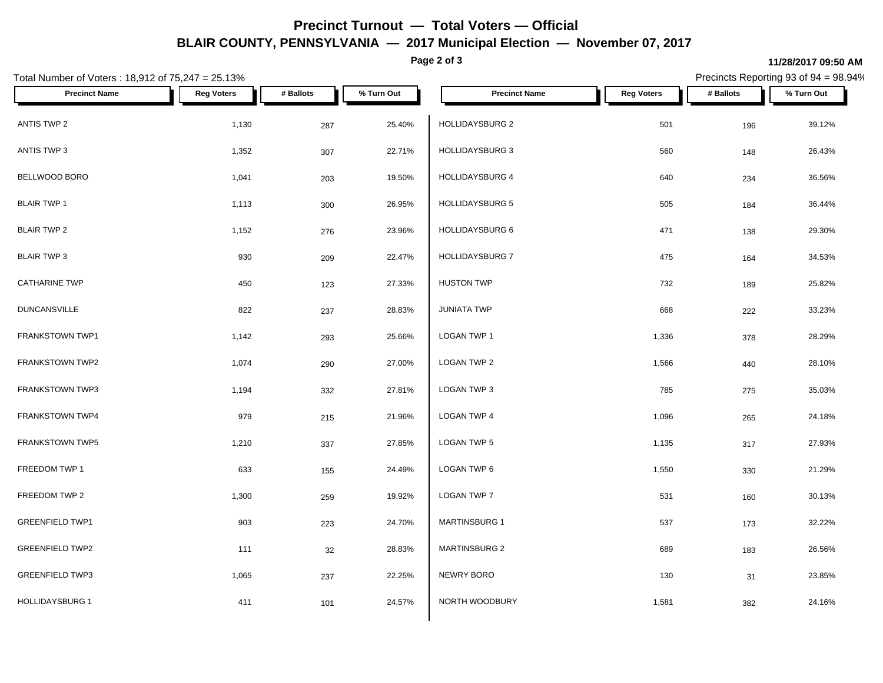# Precinct Turnout — Total Voters — Official

## BLAIR COUNTY, PENNSYLVANIA — 2017 Municipal Election — November 07, 2017

11/28/2017 09:50 AM

Total Number of Voters : 18,912 of 75,247 = 25.13%

Precincts Reporting 93 of 94 = 98.94%

| Precinct Name | Reg Voters | # Ballots | % Turn Out |
|---|---|---|---|
| ANTIS TWP 2 | 1,130 | 287 | 25.40% |
| ANTIS TWP 3 | 1,352 | 307 | 22.71% |
| BELLWOOD BORO | 1,041 | 203 | 19.50% |
| BLAIR TWP 1 | 1,113 | 300 | 26.95% |
| BLAIR TWP 2 | 1,152 | 276 | 23.96% |
| BLAIR TWP 3 | 930 | 209 | 22.47% |
| CATHARINE TWP | 450 | 123 | 27.33% |
| DUNCANSVILLE | 822 | 237 | 28.83% |
| FRANKSTOWN TWP1 | 1,142 | 293 | 25.66% |
| FRANKSTOWN TWP2 | 1,074 | 290 | 27.00% |
| FRANKSTOWN TWP3 | 1,194 | 332 | 27.81% |
| FRANKSTOWN TWP4 | 979 | 215 | 21.96% |
| FRANKSTOWN TWP5 | 1,210 | 337 | 27.85% |
| FREEDOM TWP 1 | 633 | 155 | 24.49% |
| FREEDOM TWP 2 | 1,300 | 259 | 19.92% |
| GREENFIELD TWP1 | 903 | 223 | 24.70% |
| GREENFIELD TWP2 | 111 | 32 | 28.83% |
| GREENFIELD TWP3 | 1,065 | 237 | 22.25% |
| HOLLIDAYSBURG 1 | 411 | 101 | 24.57% |
| HOLLIDAYSBURG 2 | 501 | 196 | 39.12% |
| HOLLIDAYSBURG 3 | 560 | 148 | 26.43% |
| HOLLIDAYSBURG 4 | 640 | 234 | 36.56% |
| HOLLIDAYSBURG 5 | 505 | 184 | 36.44% |
| HOLLIDAYSBURG 6 | 471 | 138 | 29.30% |
| HOLLIDAYSBURG 7 | 475 | 164 | 34.53% |
| HUSTON TWP | 732 | 189 | 25.82% |
| JUNIATA TWP | 668 | 222 | 33.23% |
| LOGAN TWP 1 | 1,336 | 378 | 28.29% |
| LOGAN TWP 2 | 1,566 | 440 | 28.10% |
| LOGAN TWP 3 | 785 | 275 | 35.03% |
| LOGAN TWP 4 | 1,096 | 265 | 24.18% |
| LOGAN TWP 5 | 1,135 | 317 | 27.93% |
| LOGAN TWP 6 | 1,550 | 330 | 21.29% |
| LOGAN TWP 7 | 531 | 160 | 30.13% |
| MARTINSBURG 1 | 537 | 173 | 32.22% |
| MARTINSBURG 2 | 689 | 183 | 26.56% |
| NEWRY BORO | 130 | 31 | 23.85% |
| NORTH WOODBURY | 1,581 | 382 | 24.16% |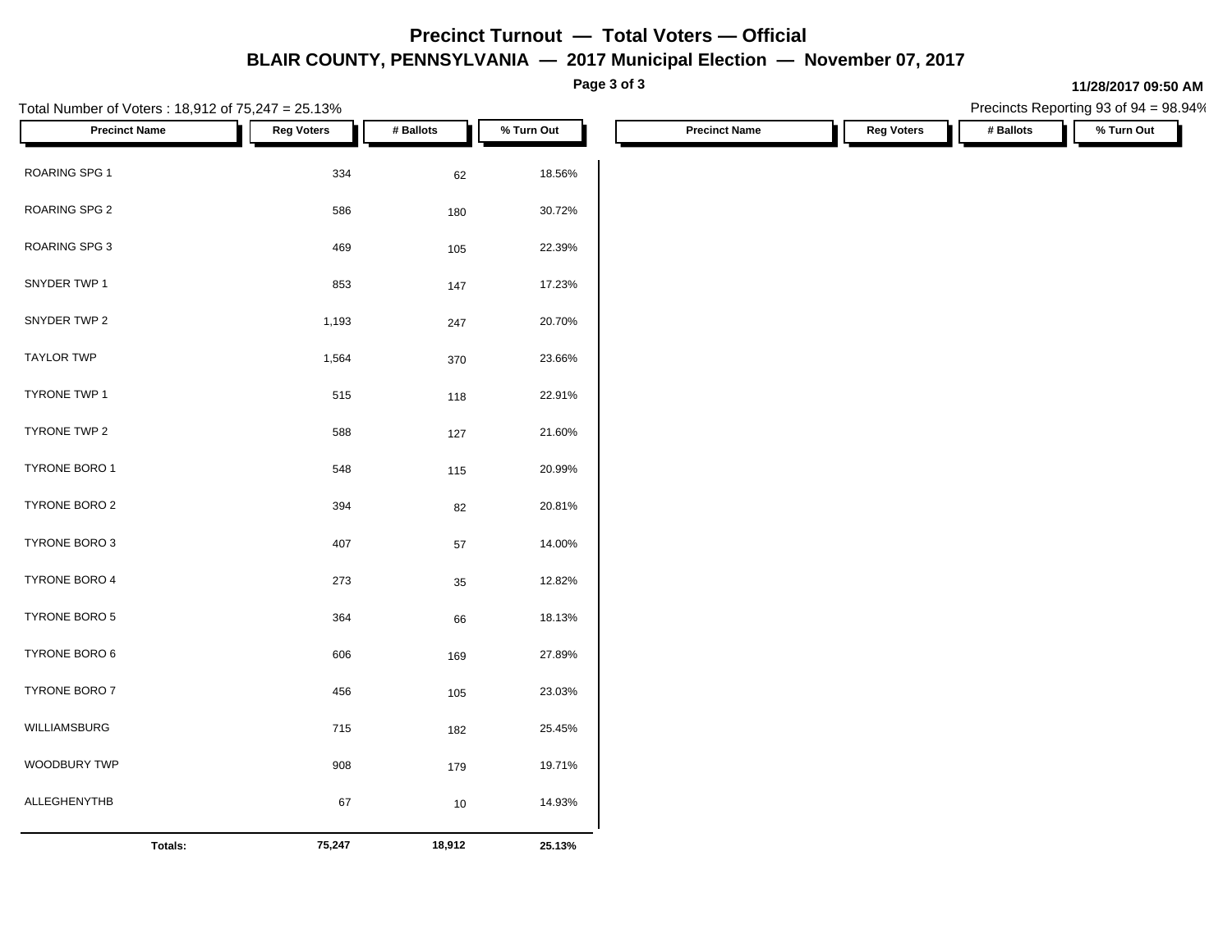# Precinct Turnout — Total Voters — Official

## BLAIR COUNTY, PENNSYLVANIA — 2017 Municipal Election — November 07, 2017

**11/28/2017 09:50 AM**

Total Number of Voters : 18,912 of 75,247 = 25.13%

Precincts Reporting 93 of 94 = 98.94%

| Precinct Name | Reg Voters | # Ballots | % Turn Out |
|---|---|---|---|
| ROARING SPG 1 | 334 | 62 | 18.56% |
| ROARING SPG 2 | 586 | 180 | 30.72% |
| ROARING SPG 3 | 469 | 105 | 22.39% |
| SNYDER TWP 1 | 853 | 147 | 17.23% |
| SNYDER TWP 2 | 1,193 | 247 | 20.70% |
| TAYLOR TWP | 1,564 | 370 | 23.66% |
| TYRONE TWP 1 | 515 | 118 | 22.91% |
| TYRONE TWP 2 | 588 | 127 | 21.60% |
| TYRONE BORO 1 | 548 | 115 | 20.99% |
| TYRONE BORO 2 | 394 | 82 | 20.81% |
| TYRONE BORO 3 | 407 | 57 | 14.00% |
| TYRONE BORO 4 | 273 | 35 | 12.82% |
| TYRONE BORO 5 | 364 | 66 | 18.13% |
| TYRONE BORO 6 | 606 | 169 | 27.89% |
| TYRONE BORO 7 | 456 | 105 | 23.03% |
| WILLIAMSBURG | 715 | 182 | 25.45% |
| WOODBURY TWP | 908 | 179 | 19.71% |
| ALLEGHENYTHB | 67 | 10 | 14.93% |
| **Totals:** | **75,247** | **18,912** | **25.13%** |